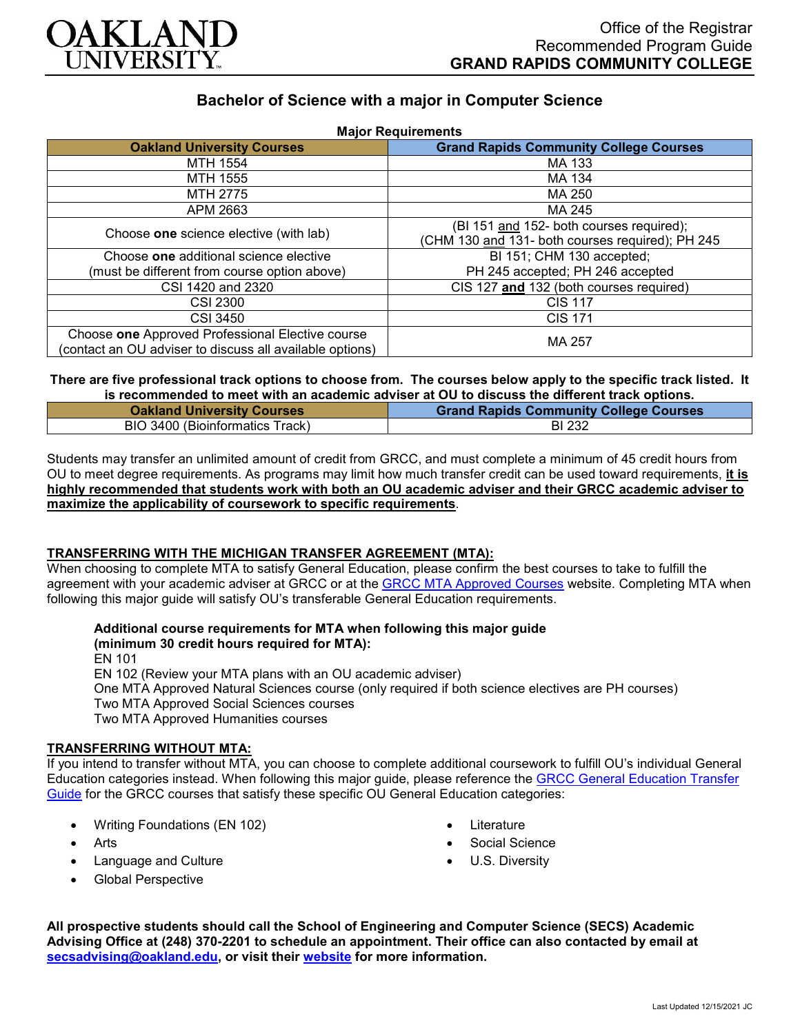Office of the Registrar
Recommended Program Guide
**GRAND RAPIDS COMMUNITY COLLEGE**

# Bachelor of Science with a major in Computer Science

**Major Requirements**

| Oakland University Courses | Grand Rapids Community College Courses |
|---|---|
| MTH 1554 | MA 133 |
| MTH 1555 | MA 134 |
| MTH 2775 | MA 250 |
| APM 2663 | MA 245 |
| Choose **one** science elective (with lab) | (BI 151 and 152- both courses required); (CHM 130 and 131- both courses required); PH 245 |
| Choose **one** additional science elective (must be different from course option above) | BI 151; CHM 130 accepted; PH 245 accepted; PH 246 accepted |
| CSI 1420 and 2320 | CIS 127 **and** 132 (both courses required) |
| CSI 2300 | CIS 117 |
| CSI 3450 | CIS 171 |
| Choose **one** Approved Professional Elective course (contact an OU adviser to discuss all available options) | MA 257 |

**There are five professional track options to choose from. The courses below apply to the specific track listed. It is recommended to meet with an academic adviser at OU to discuss the different track options.**

| Oakland University Courses | Grand Rapids Community College Courses |
|---|---|
| BIO 3400 (Bioinformatics Track) | BI 232 |

Students may transfer an unlimited amount of credit from GRCC, and must complete a minimum of 45 credit hours from OU to meet degree requirements. As programs may limit how much transfer credit can be used toward requirements, **it is highly recommended that students work with both an OU academic adviser and their GRCC academic adviser to maximize the applicability of coursework to specific requirements**.

## TRANSFERRING WITH THE MICHIGAN TRANSFER AGREEMENT (MTA):

When choosing to complete MTA to satisfy General Education, please confirm the best courses to take to fulfill the agreement with your academic adviser at GRCC or at the GRCC MTA Approved Courses website. Completing MTA when following this major guide will satisfy OU's transferable General Education requirements.

**Additional course requirements for MTA when following this major guide (minimum 30 credit hours required for MTA):**
EN 101
EN 102 (Review your MTA plans with an OU academic adviser)
One MTA Approved Natural Sciences course (only required if both science electives are PH courses)
Two MTA Approved Social Sciences courses
Two MTA Approved Humanities courses

## TRANSFERRING WITHOUT MTA:

If you intend to transfer without MTA, you can choose to complete additional coursework to fulfill OU's individual General Education categories instead. When following this major guide, please reference the GRCC General Education Transfer Guide for the GRCC courses that satisfy these specific OU General Education categories:

- Writing Foundations (EN 102)
- Arts
- Language and Culture
- Global Perspective
- Literature
- Social Science
- U.S. Diversity

**All prospective students should call the School of Engineering and Computer Science (SECS) Academic Advising Office at (248) 370-2201 to schedule an appointment. Their office can also contacted by email at secsadvising@oakland.edu, or visit their website for more information.**

Last Updated 12/15/2021 JC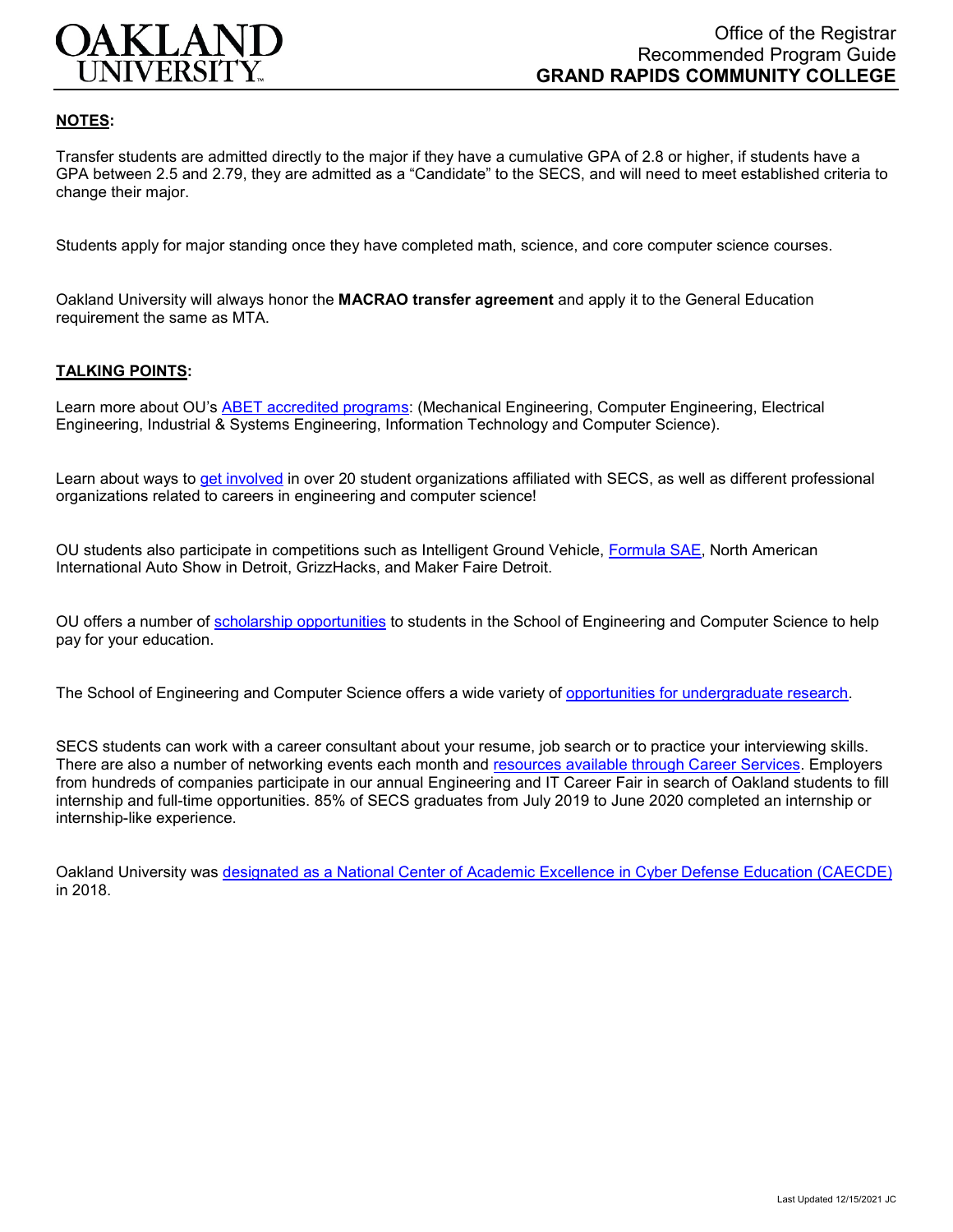**NOTES:**

Transfer students are admitted directly to the major if they have a cumulative GPA of 2.8 or higher, if students have a GPA between 2.5 and 2.79, they are admitted as a "Candidate" to the SECS, and will need to meet established criteria to change their major.

Students apply for major standing once they have completed math, science, and core computer science courses.

Oakland University will always honor the **MACRAO transfer agreement** and apply it to the General Education requirement the same as MTA.

**TALKING POINTS:**

Learn more about OU's ABET accredited programs: (Mechanical Engineering, Computer Engineering, Electrical Engineering, Industrial & Systems Engineering, Information Technology and Computer Science).

Learn about ways to get involved in over 20 student organizations affiliated with SECS, as well as different professional organizations related to careers in engineering and computer science!

OU students also participate in competitions such as Intelligent Ground Vehicle, Formula SAE, North American International Auto Show in Detroit, GrizzHacks, and Maker Faire Detroit.

OU offers a number of scholarship opportunities to students in the School of Engineering and Computer Science to help pay for your education.

The School of Engineering and Computer Science offers a wide variety of opportunities for undergraduate research.

SECS students can work with a career consultant about your resume, job search or to practice your interviewing skills. There are also a number of networking events each month and resources available through Career Services. Employers from hundreds of companies participate in our annual Engineering and IT Career Fair in search of Oakland students to fill internship and full-time opportunities. 85% of SECS graduates from July 2019 to June 2020 completed an internship or internship-like experience.

Oakland University was designated as a National Center of Academic Excellence in Cyber Defense Education (CAECDE) in 2018.